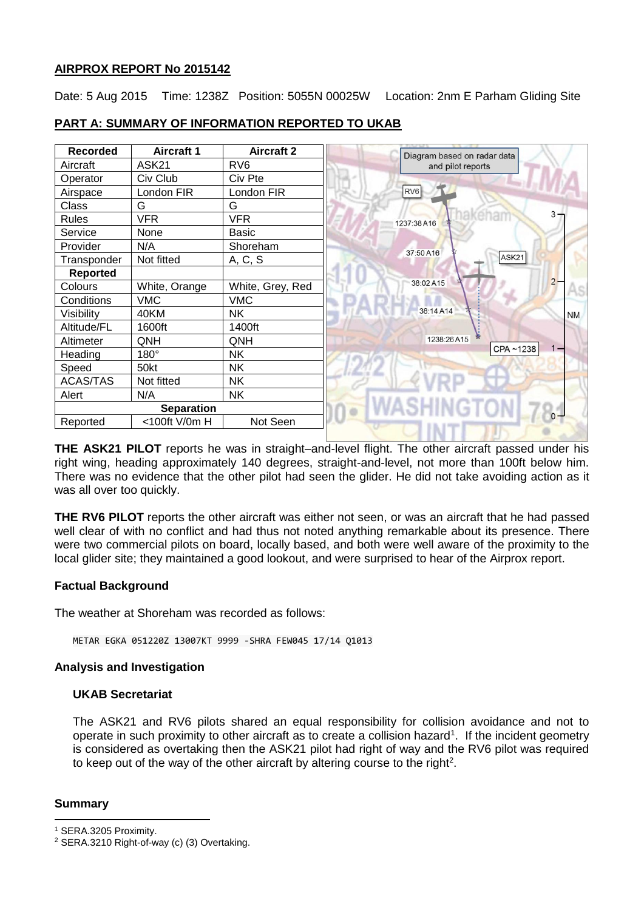**AIRPROX REPORT No 2015142**

Date: 5 Aug 2015 Time: 1238Z Position: 5055N 00025W Location: 2nm E Parham Gliding Site

## PART A: SUMMARY OF INFORMATION REPORTED TO UKAB

| Recorded | Aircraft 1 | Aircraft 2 |
|---|---|---|
| Aircraft | ASK21 | RV6 |
| Operator | Civ Club | Civ Pte |
| Airspace | London FIR | London FIR |
| Class | G | G |
| Rules | VFR | VFR |
| Service | None | Basic |
| Provider | N/A | Shoreham |
| Transponder | Not fitted | A, C, S |
| **Reported** | | |
| Colours | White, Orange | White, Grey, Red |
| Conditions | VMC | VMC |
| Visibility | 40KM | NK |
| Altitude/FL | 1600ft | 1400ft |
| Altimeter | QNH | QNH |
| Heading | 180° | NK |
| Speed | 50kt | NK |
| ACAS/TAS | Not fitted | NK |
| Alert | N/A | NK |
| **Separation** | | |
| Reported | <100ft V/0m H | Not Seen |

Diagram based on radar data and pilot reports

**THE ASK21 PILOT** reports he was in straight–and-level flight. The other aircraft passed under his right wing, heading approximately 140 degrees, straight-and-level, not more than 100ft below him. There was no evidence that the other pilot had seen the glider. He did not take avoiding action as it was all over too quickly.

**THE RV6 PILOT** reports the other aircraft was either not seen, or was an aircraft that he had passed well clear of with no conflict and had thus not noted anything remarkable about its presence. There were two commercial pilots on board, locally based, and both were well aware of the proximity to the local glider site; they maintained a good lookout, and were surprised to hear of the Airprox report.

### Factual Background

The weather at Shoreham was recorded as follows:

```
METAR EGKA 051220Z 13007KT 9999 -SHRA FEW045 17/14 Q1013
```

### Analysis and Investigation

#### UKAB Secretariat

The ASK21 and RV6 pilots shared an equal responsibility for collision avoidance and not to operate in such proximity to other aircraft as to create a collision hazard[1]. If the incident geometry is considered as overtaking then the ASK21 pilot had right of way and the RV6 pilot was required to keep out of the way of the other aircraft by altering course to the right[2].

### Summary

[1] SERA.3205 Proximity.

[2] SERA.3210 Right-of-way (c) (3) Overtaking.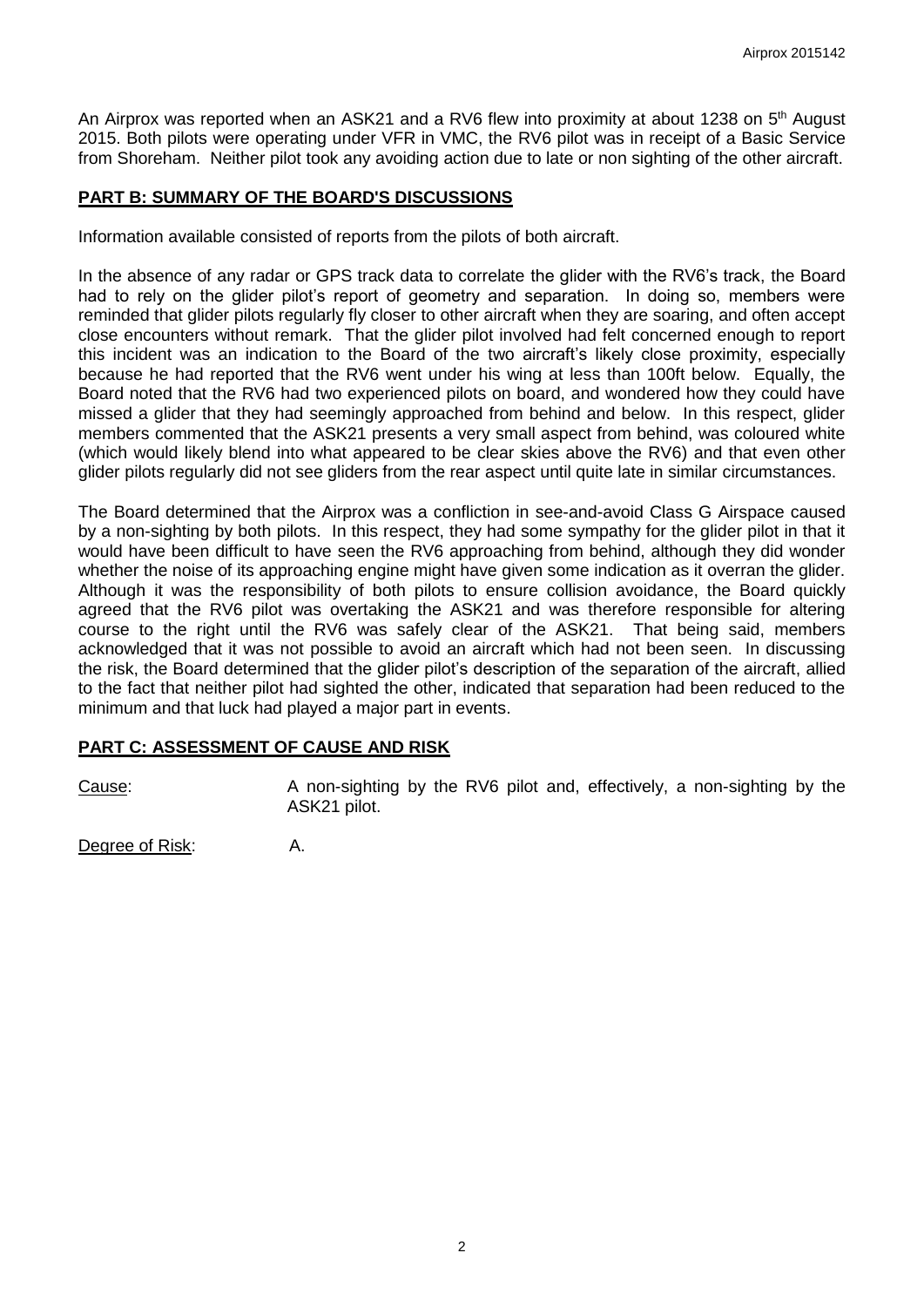An Airprox was reported when an ASK21 and a RV6 flew into proximity at about 1238 on 5th August 2015. Both pilots were operating under VFR in VMC, the RV6 pilot was in receipt of a Basic Service from Shoreham. Neither pilot took any avoiding action due to late or non sighting of the other aircraft.

## PART B: SUMMARY OF THE BOARD'S DISCUSSIONS

Information available consisted of reports from the pilots of both aircraft.

In the absence of any radar or GPS track data to correlate the glider with the RV6's track, the Board had to rely on the glider pilot's report of geometry and separation. In doing so, members were reminded that glider pilots regularly fly closer to other aircraft when they are soaring, and often accept close encounters without remark. That the glider pilot involved had felt concerned enough to report this incident was an indication to the Board of the two aircraft's likely close proximity, especially because he had reported that the RV6 went under his wing at less than 100ft below. Equally, the Board noted that the RV6 had two experienced pilots on board, and wondered how they could have missed a glider that they had seemingly approached from behind and below. In this respect, glider members commented that the ASK21 presents a very small aspect from behind, was coloured white (which would likely blend into what appeared to be clear skies above the RV6) and that even other glider pilots regularly did not see gliders from the rear aspect until quite late in similar circumstances.

The Board determined that the Airprox was a confliction in see-and-avoid Class G Airspace caused by a non-sighting by both pilots. In this respect, they had some sympathy for the glider pilot in that it would have been difficult to have seen the RV6 approaching from behind, although they did wonder whether the noise of its approaching engine might have given some indication as it overran the glider. Although it was the responsibility of both pilots to ensure collision avoidance, the Board quickly agreed that the RV6 pilot was overtaking the ASK21 and was therefore responsible for altering course to the right until the RV6 was safely clear of the ASK21. That being said, members acknowledged that it was not possible to avoid an aircraft which had not been seen. In discussing the risk, the Board determined that the glider pilot's description of the separation of the aircraft, allied to the fact that neither pilot had sighted the other, indicated that separation had been reduced to the minimum and that luck had played a major part in events.

## PART C: ASSESSMENT OF CAUSE AND RISK

Cause: A non-sighting by the RV6 pilot and, effectively, a non-sighting by the ASK21 pilot.

Degree of Risk: A.